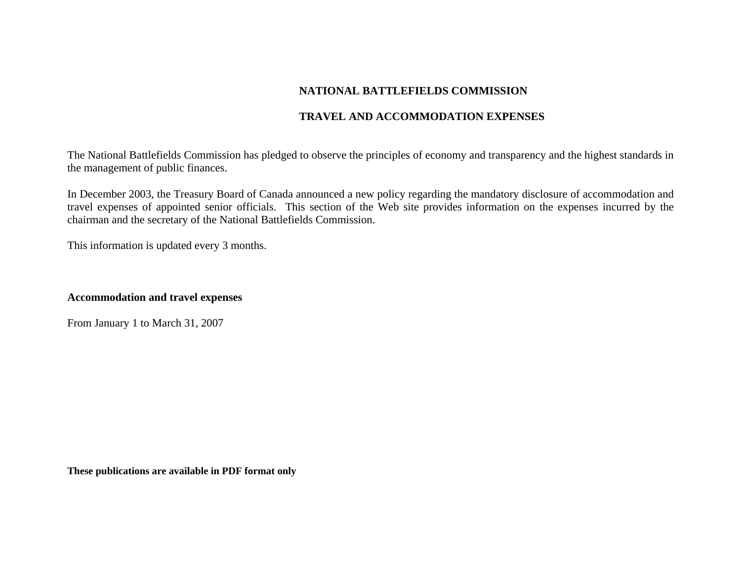# NATIONAL BATTLEFIELDS COMMISSION

## TRAVEL AND ACCOMMODATION EXPENSES

The National Battlefields Commission has pledged to observe the principles of economy and transparency and the highest standards in the management of public finances.

In December 2003, the Treasury Board of Canada announced a new policy regarding the mandatory disclosure of accommodation and travel expenses of appointed senior officials. This section of the Web site provides information on the expenses incurred by the chairman and the secretary of the National Battlefields Commission.

This information is updated every 3 months.

### Accommodation and travel expenses

From January 1 to March 31, 2007

**These publications are available in PDF format only**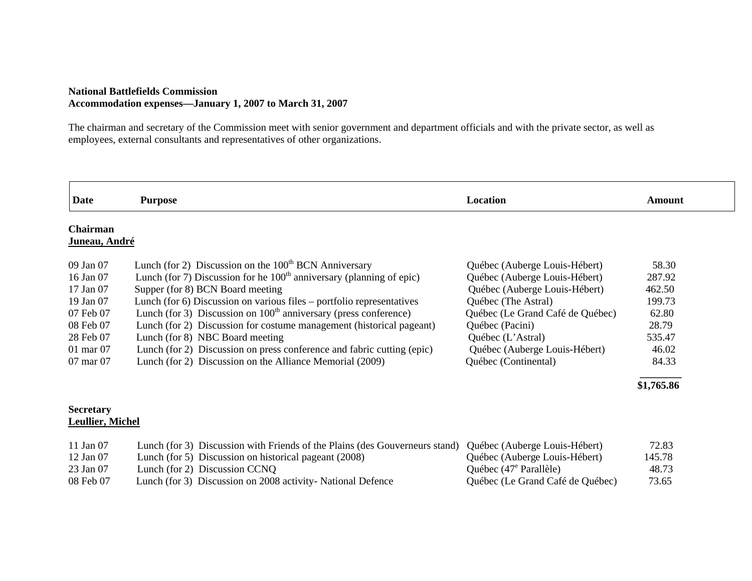**National Battlefields Commission**
**Accommodation expenses—January 1, 2007 to March 31, 2007**

The chairman and secretary of the Commission meet with senior government and department officials and with the private sector, as well as employees, external consultants and representatives of other organizations.

| Date | Purpose | Location | Amount |
|---|---|---|---|
| **Chairman** | | | |
| **Juneau, André** | | | |
| 09 Jan 07 | Lunch (for 2) Discussion on the 100th BCN Anniversary | Québec (Auberge Louis-Hébert) | 58.30 |
| 16 Jan 07 | Lunch (for 7) Discussion for he 100th anniversary (planning of epic) | Québec (Auberge Louis-Hébert) | 287.92 |
| 17 Jan 07 | Supper (for 8) BCN Board meeting | Québec (Auberge Louis-Hébert) | 462.50 |
| 19 Jan 07 | Lunch (for 6) Discussion on various files – portfolio representatives | Québec (The Astral) | 199.73 |
| 07 Feb 07 | Lunch (for 3) Discussion on 100th anniversary (press conference) | Québec (Le Grand Café de Québec) | 62.80 |
| 08 Feb 07 | Lunch (for 2) Discussion for costume management (historical pageant) | Québec (Pacini) | 28.79 |
| 28 Feb 07 | Lunch (for 8) NBC Board meeting | Québec (L'Astral) | 535.47 |
| 01 mar 07 | Lunch (for 2) Discussion on press conference and fabric cutting (epic) | Québec (Auberge Louis-Hébert) | 46.02 |
| 07 mar 07 | Lunch (for 2) Discussion on the Alliance Memorial (2009) | Québec (Continental) | 84.33 |
| | | | **$1,765.86** |
| **Secretary** | | | |
| **Leullier, Michel** | | | |
| 11 Jan 07 | Lunch (for 3) Discussion with Friends of the Plains (des Gouverneurs stand) | Québec (Auberge Louis-Hébert) | 72.83 |
| 12 Jan 07 | Lunch (for 5) Discussion on historical pageant (2008) | Québec (Auberge Louis-Hébert) | 145.78 |
| 23 Jan 07 | Lunch (for 2) Discussion CCNQ | Québec (47e Parallèle) | 48.73 |
| 08 Feb 07 | Lunch (for 3) Discussion on 2008 activity- National Defence | Québec (Le Grand Café de Québec) | 73.65 |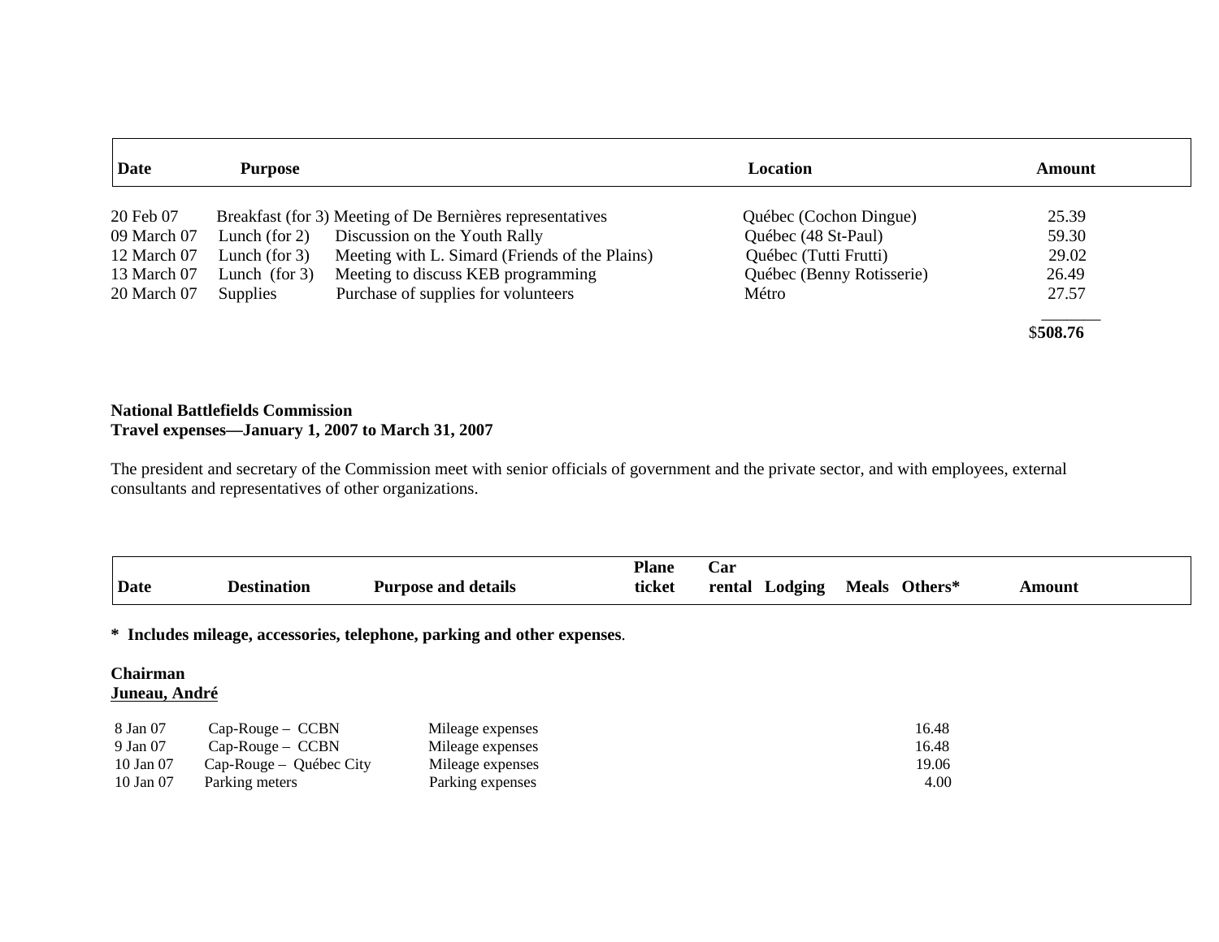| Date | Purpose | | Location | Amount |
|---|---|---|---|---|
| 20 Feb 07 | Breakfast (for 3) | Meeting of De Bernières representatives | Québec (Cochon Dingue) | 25.39 |
| 09 March 07 | Lunch (for 2) | Discussion on the Youth Rally | Québec (48 St-Paul) | 59.30 |
| 12 March 07 | Lunch (for 3) | Meeting with L. Simard (Friends of the Plains) | Québec (Tutti Frutti) | 29.02 |
| 13 March 07 | Lunch (for 3) | Meeting to discuss KEB programming | Québec (Benny Rotisserie) | 26.49 |
| 20 March 07 | Supplies | Purchase of supplies for volunteers | Métro | 27.57 |
| | | | | $**508.76** |

**National Battlefields Commission**
**Travel expenses—January 1, 2007 to March 31, 2007**

The president and secretary of the Commission meet with senior officials of government and the private sector, and with employees, external consultants and representatives of other organizations.

| Date | Destination | Purpose and details | Plane ticket | Car rental | Lodging | Meals | Others* | Amount |
|---|---|---|---|---|---|---|---|---|

**\* Includes mileage, accessories, telephone, parking and other expenses**.

**Chairman**
**Juneau, André**

| Date | Destination | Purpose and details | Plane ticket | Car rental | Lodging | Meals | Others* | Amount |
|---|---|---|---|---|---|---|---|---|
| 8 Jan 07 | Cap-Rouge – CCBN | Mileage expenses | | | | | 16.48 | |
| 9 Jan 07 | Cap-Rouge – CCBN | Mileage expenses | | | | | 16.48 | |
| 10 Jan 07 | Cap-Rouge – Québec City | Mileage expenses | | | | | 19.06 | |
| 10 Jan 07 | Parking meters | Parking expenses | | | | | 4.00 | |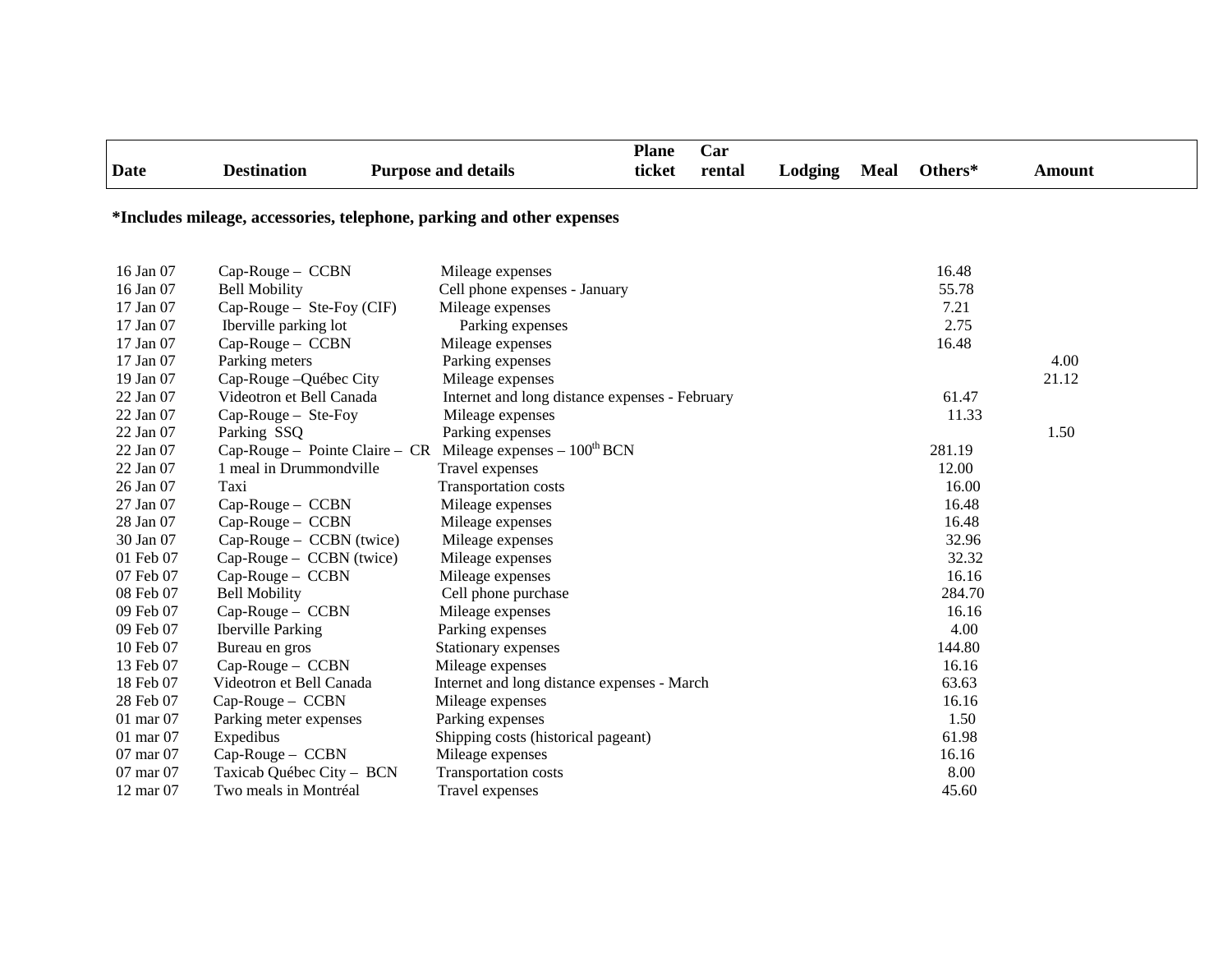| Date | Destination | Purpose and details | Plane ticket | Car rental | Lodging | Meal | Others* | Amount |
|---|---|---|---|---|---|---|---|---|
| 16 Jan 07 | Cap-Rouge – CCBN | Mileage expenses | | | | | 16.48 | |
| 16 Jan 07 | Bell Mobility | Cell phone expenses - January | | | | | 55.78 | |
| 17 Jan 07 | Cap-Rouge – Ste-Foy (CIF) | Mileage expenses | | | | | 7.21 | |
| 17 Jan 07 | Iberville parking lot | Parking expenses | | | | | 2.75 | |
| 17 Jan 07 | Cap-Rouge – CCBN | Mileage expenses | | | | | 16.48 | |
| 17 Jan 07 | Parking meters | Parking expenses | | | | | | 4.00 |
| 19 Jan 07 | Cap-Rouge –Québec City | Mileage expenses | | | | | | 21.12 |
| 22 Jan 07 | Videotron et Bell Canada | Internet and long distance expenses - February | | | | | 61.47 | |
| 22 Jan 07 | Cap-Rouge – Ste-Foy | Mileage expenses | | | | | 11.33 | |
| 22 Jan 07 | Parking SSQ | Parking expenses | | | | | | 1.50 |
| 22 Jan 07 | Cap-Rouge – Pointe Claire – CR | Mileage expenses – 100th BCN | | | | | 281.19 | |
| 22 Jan 07 | 1 meal in Drummondville | Travel expenses | | | | | 12.00 | |
| 26 Jan 07 | Taxi | Transportation costs | | | | | 16.00 | |
| 27 Jan 07 | Cap-Rouge – CCBN | Mileage expenses | | | | | 16.48 | |
| 28 Jan 07 | Cap-Rouge – CCBN | Mileage expenses | | | | | 16.48 | |
| 30 Jan 07 | Cap-Rouge – CCBN (twice) | Mileage expenses | | | | | 32.96 | |
| 01 Feb 07 | Cap-Rouge – CCBN (twice) | Mileage expenses | | | | | 32.32 | |
| 07 Feb 07 | Cap-Rouge – CCBN | Mileage expenses | | | | | 16.16 | |
| 08 Feb 07 | Bell Mobility | Cell phone purchase | | | | | 284.70 | |
| 09 Feb 07 | Cap-Rouge – CCBN | Mileage expenses | | | | | 16.16 | |
| 09 Feb 07 | Iberville Parking | Parking expenses | | | | | 4.00 | |
| 10 Feb 07 | Bureau en gros | Stationary expenses | | | | | 144.80 | |
| 13 Feb 07 | Cap-Rouge – CCBN | Mileage expenses | | | | | 16.16 | |
| 18 Feb 07 | Videotron et Bell Canada | Internet and long distance expenses - March | | | | | 63.63 | |
| 28 Feb 07 | Cap-Rouge – CCBN | Mileage expenses | | | | | 16.16 | |
| 01 mar 07 | Parking meter expenses | Parking expenses | | | | | 1.50 | |
| 01 mar 07 | Expedibus | Shipping costs (historical pageant) | | | | | 61.98 | |
| 07 mar 07 | Cap-Rouge – CCBN | Mileage expenses | | | | | 16.16 | |
| 07 mar 07 | Taxicab Québec City – BCN | Transportation costs | | | | | 8.00 | |
| 12 mar 07 | Two meals in Montréal | Travel expenses | | | | | 45.60 | |

**\*Includes mileage, accessories, telephone, parking and other expenses**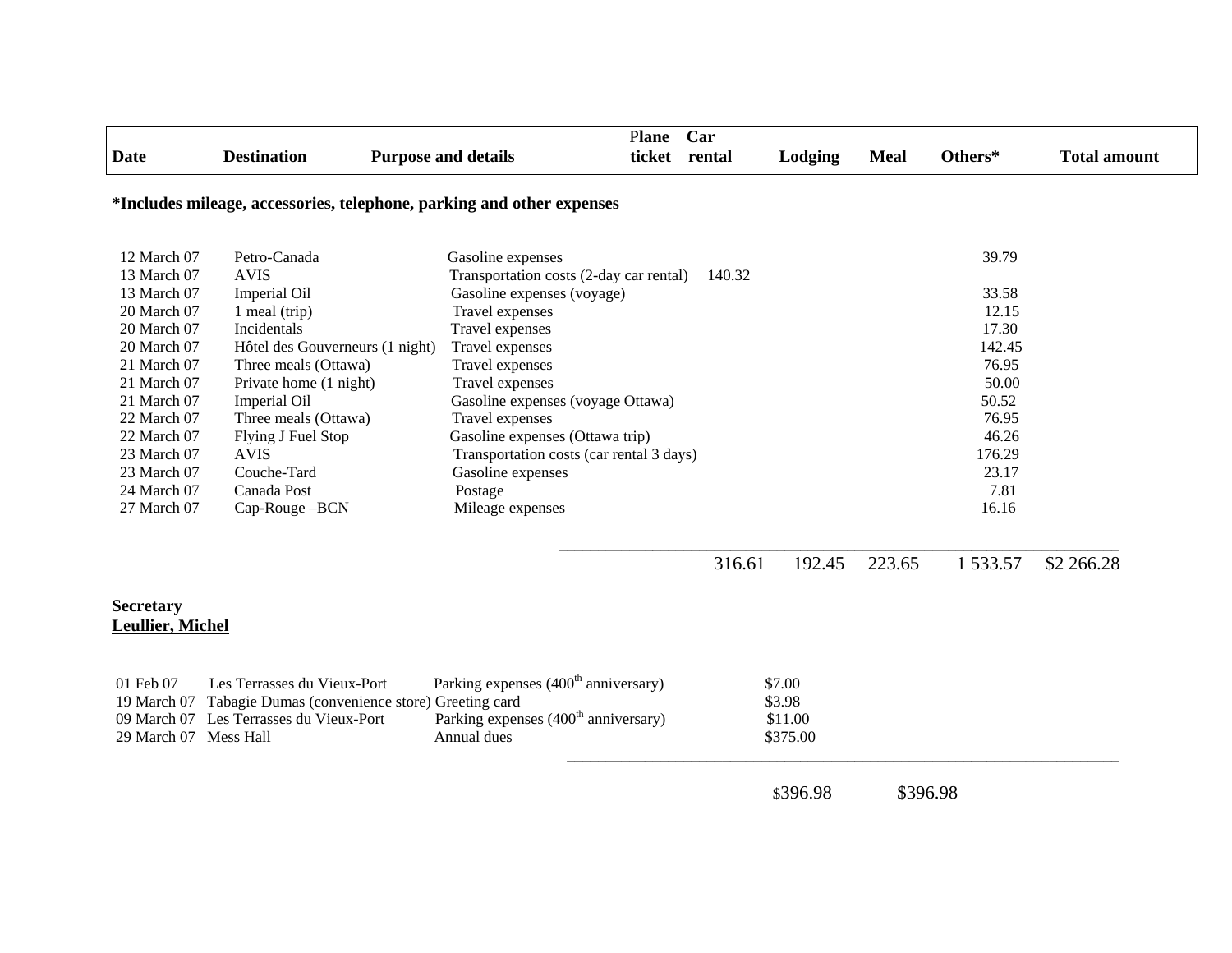| Date | Destination | Purpose and details | Plane ticket | Car rental | Lodging | Meal | Others* | Total amount |
|---|---|---|---|---|---|---|---|---|

***Includes mileage, accessories, telephone, parking and other expenses**

| Date | Destination | Purpose and details | Plane ticket | Car rental | Lodging | Meal | Others* | Total amount |
|---|---|---|---|---|---|---|---|---|
| 12 March 07 | Petro-Canada | Gasoline expenses | | | | | 39.79 | |
| 13 March 07 | AVIS | Transportation costs (2-day car rental) | | 140.32 | | | | |
| 13 March 07 | Imperial Oil | Gasoline expenses (voyage) | | | | | 33.58 | |
| 20 March 07 | 1 meal (trip) | Travel expenses | | | | | 12.15 | |
| 20 March 07 | Incidentals | Travel expenses | | | | | 17.30 | |
| 20 March 07 | Hôtel des Gouverneurs (1 night) | Travel expenses | | | | | 142.45 | |
| 21 March 07 | Three meals (Ottawa) | Travel expenses | | | | | 76.95 | |
| 21 March 07 | Private home (1 night) | Travel expenses | | | | | 50.00 | |
| 21 March 07 | Imperial Oil | Gasoline expenses (voyage Ottawa) | | | | | 50.52 | |
| 22 March 07 | Three meals (Ottawa) | Travel expenses | | | | | 76.95 | |
| 22 March 07 | Flying J Fuel Stop | Gasoline expenses (Ottawa trip) | | | | | 46.26 | |
| 23 March 07 | AVIS | Transportation costs (car rental 3 days) | | | | | 176.29 | |
| 23 March 07 | Couche-Tard | Gasoline expenses | | | | | 23.17 | |
| 24 March 07 | Canada Post | Postage | | | | | 7.81 | |
| 27 March 07 | Cap-Rouge –BCN | Mileage expenses | | | | | 16.16 | |
| | | | | 316.61 | 192.45 | 223.65 | 1 533.57 | $2 266.28 |

**Secretary**
**<u>Leullier, Michel</u>**

| Date | Destination | Purpose and details | Amount | | |
|---|---|---|---|---|---|
| 01 Feb 07 | Les Terrasses du Vieux-Port | Parking expenses (400th anniversary) | $7.00 | | |
| 19 March 07 | Tabagie Dumas (convenience store) | Greeting card | $3.98 | | |
| 09 March 07 | Les Terrasses du Vieux-Port | Parking expenses (400th anniversary) | $11.00 | | |
| 29 March 07 | Mess Hall | Annual dues | $375.00 | | |
| | | | | $396.98 | $396.98 |